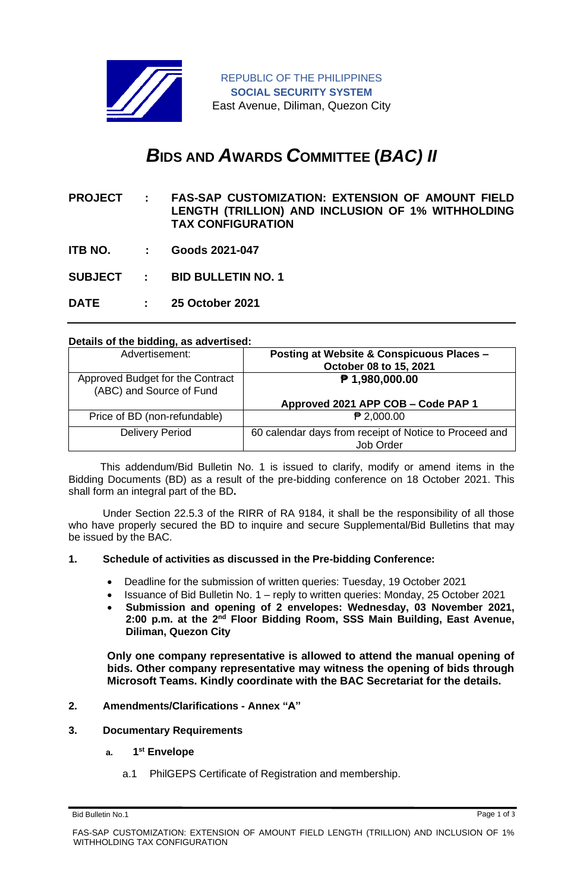REPUBLIC OF THE PHILIPPINES
**SOCIAL SECURITY SYSTEM**
East Avenue, Diliman, Quezon City

# *B*IDS AND *A*WARDS *C*OMMITTEE (*BAC) II*

**PROJECT : FAS-SAP CUSTOMIZATION: EXTENSION OF AMOUNT FIELD LENGTH (TRILLION) AND INCLUSION OF 1% WITHHOLDING TAX CONFIGURATION**

**ITB NO. : Goods 2021-047**

**SUBJECT : BID BULLETIN NO. 1**

**DATE : 25 October 2021**

**Details of the bidding, as advertised:**

| Advertisement: | **Posting at Website & Conspicuous Places – October 08 to 15, 2021** |
|---|---|
| Approved Budget for the Contract (ABC) and Source of Fund | **₱ 1,980,000.00**<br><br>**Approved 2021 APP COB – Code PAP 1** |
| Price of BD (non-refundable) | ₱ 2,000.00 |
| Delivery Period | 60 calendar days from receipt of Notice to Proceed and Job Order |

This addendum/Bid Bulletin No. 1 is issued to clarify, modify or amend items in the Bidding Documents (BD) as a result of the pre-bidding conference on 18 October 2021. This shall form an integral part of the BD**.**

Under Section 22.5.3 of the RIRR of RA 9184, it shall be the responsibility of all those who have properly secured the BD to inquire and secure Supplemental/Bid Bulletins that may be issued by the BAC.

**1. Schedule of activities as discussed in the Pre-bidding Conference:**

- Deadline for the submission of written queries: Tuesday, 19 October 2021
- Issuance of Bid Bulletin No. 1 – reply to written queries: Monday, 25 October 2021
- **Submission and opening of 2 envelopes: Wednesday, 03 November 2021, 2:00 p.m. at the 2nd Floor Bidding Room, SSS Main Building, East Avenue, Diliman, Quezon City**

**Only one company representative is allowed to attend the manual opening of bids. Other company representative may witness the opening of bids through Microsoft Teams. Kindly coordinate with the BAC Secretariat for the details.**

**2. Amendments/Clarifications - Annex "A"**

**3. Documentary Requirements**

**a. 1st Envelope**

a.1 PhilGEPS Certificate of Registration and membership.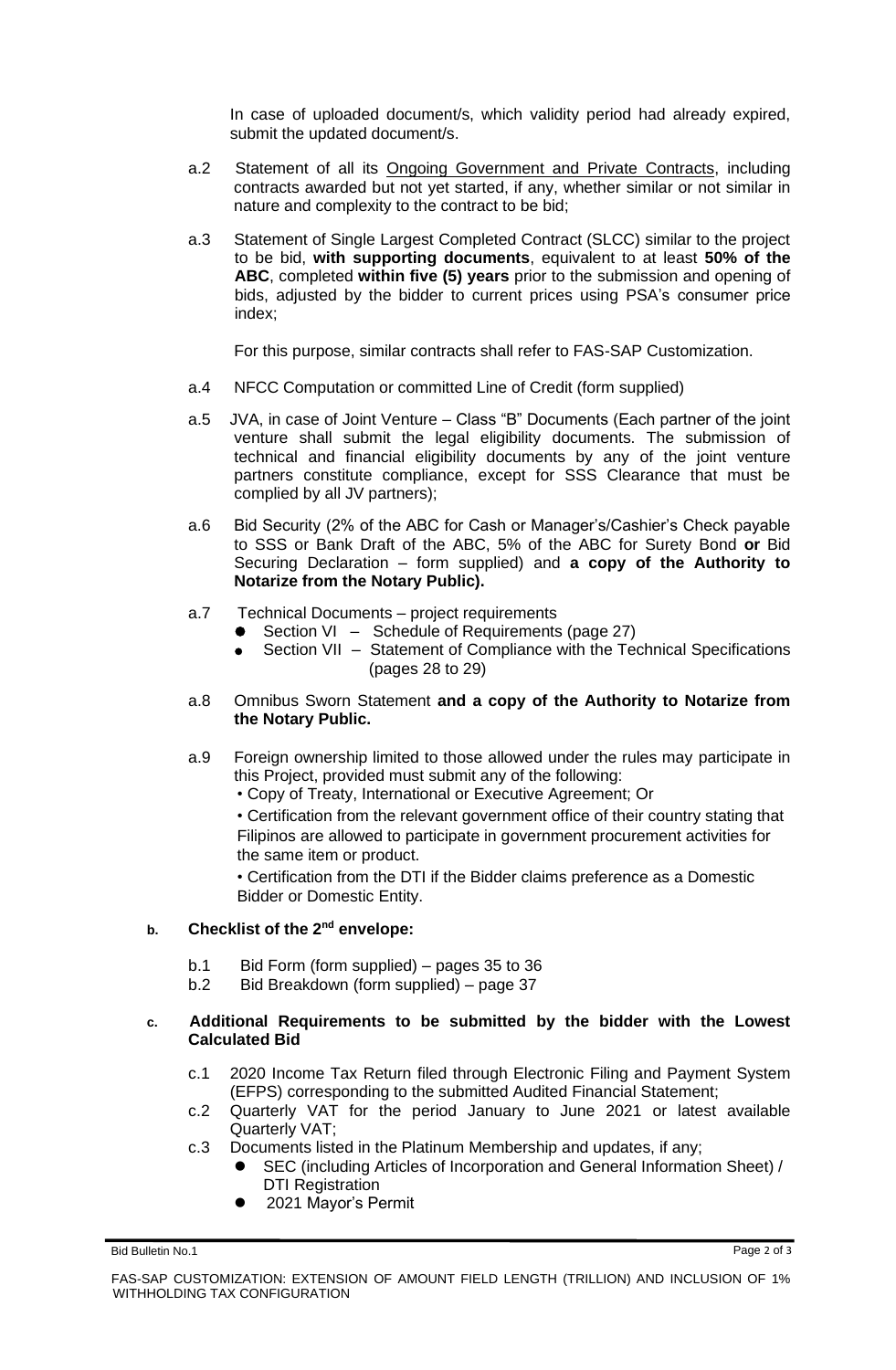In case of uploaded document/s, which validity period had already expired, submit the updated document/s.

a.2 Statement of all its Ongoing Government and Private Contracts, including contracts awarded but not yet started, if any, whether similar or not similar in nature and complexity to the contract to be bid;

a.3 Statement of Single Largest Completed Contract (SLCC) similar to the project to be bid, **with supporting documents**, equivalent to at least **50% of the ABC**, completed **within five (5) years** prior to the submission and opening of bids, adjusted by the bidder to current prices using PSA's consumer price index;

For this purpose, similar contracts shall refer to FAS-SAP Customization.

a.4 NFCC Computation or committed Line of Credit (form supplied)

a.5 JVA, in case of Joint Venture – Class "B" Documents (Each partner of the joint venture shall submit the legal eligibility documents. The submission of technical and financial eligibility documents by any of the joint venture partners constitute compliance, except for SSS Clearance that must be complied by all JV partners);

a.6 Bid Security (2% of the ABC for Cash or Manager's/Cashier's Check payable to SSS or Bank Draft of the ABC, 5% of the ABC for Surety Bond **or** Bid Securing Declaration – form supplied) and **a copy of the Authority to Notarize from the Notary Public).**

a.7 Technical Documents – project requirements
- Section VI – Schedule of Requirements (page 27)
- Section VII – Statement of Compliance with the Technical Specifications (pages 28 to 29)

a.8 Omnibus Sworn Statement **and a copy of the Authority to Notarize from the Notary Public.**

a.9 Foreign ownership limited to those allowed under the rules may participate in this Project, provided must submit any of the following:
- Copy of Treaty, International or Executive Agreement; Or
- Certification from the relevant government office of their country stating that Filipinos are allowed to participate in government procurement activities for the same item or product.
- Certification from the DTI if the Bidder claims preference as a Domestic Bidder or Domestic Entity.

**b. Checklist of the 2nd envelope:**

b.1 Bid Form (form supplied) – pages 35 to 36

b.2 Bid Breakdown (form supplied) – page 37

**c. Additional Requirements to be submitted by the bidder with the Lowest Calculated Bid**

c.1 2020 Income Tax Return filed through Electronic Filing and Payment System (EFPS) corresponding to the submitted Audited Financial Statement;

c.2 Quarterly VAT for the period January to June 2021 or latest available Quarterly VAT;

c.3 Documents listed in the Platinum Membership and updates, if any;
- SEC (including Articles of Incorporation and General Information Sheet) / DTI Registration
- 2021 Mayor's Permit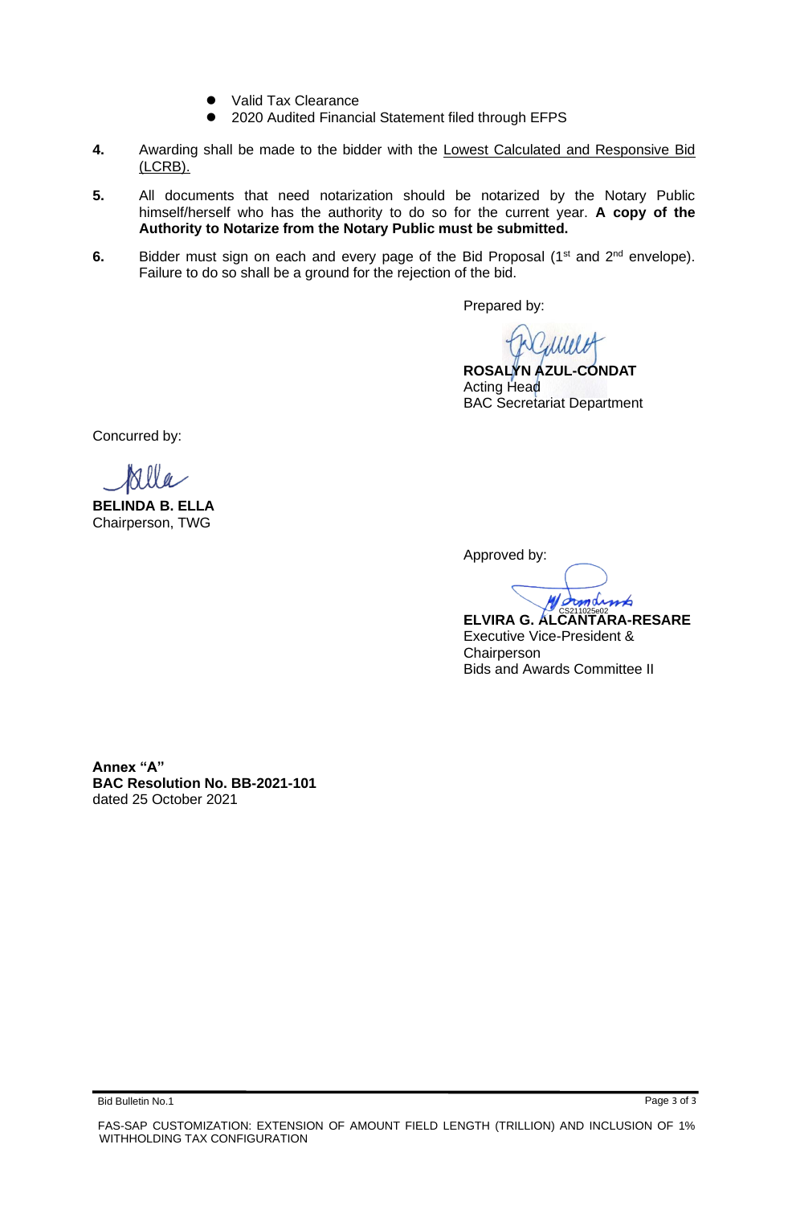- Valid Tax Clearance
- 2020 Audited Financial Statement filed through EFPS

**4.** Awarding shall be made to the bidder with the Lowest Calculated and Responsive Bid (LCRB).

**5.** All documents that need notarization should be notarized by the Notary Public himself/herself who has the authority to do so for the current year. **A copy of the Authority to Notarize from the Notary Public must be submitted.**

**6.** Bidder must sign on each and every page of the Bid Proposal (1st and 2nd envelope). Failure to do so shall be a ground for the rejection of the bid.

Prepared by:

**ROSALYN AZUL-CONDAT**
Acting Head
BAC Secretariat Department

Concurred by:

**BELINDA B. ELLA**
Chairperson, TWG

Approved by:

CS211025e02
**ELVIRA G. ALCANTARA-RESARE**
Executive Vice-President &
Chairperson
Bids and Awards Committee II

**Annex "A"**
**BAC Resolution No. BB-2021-101**
dated 25 October 2021